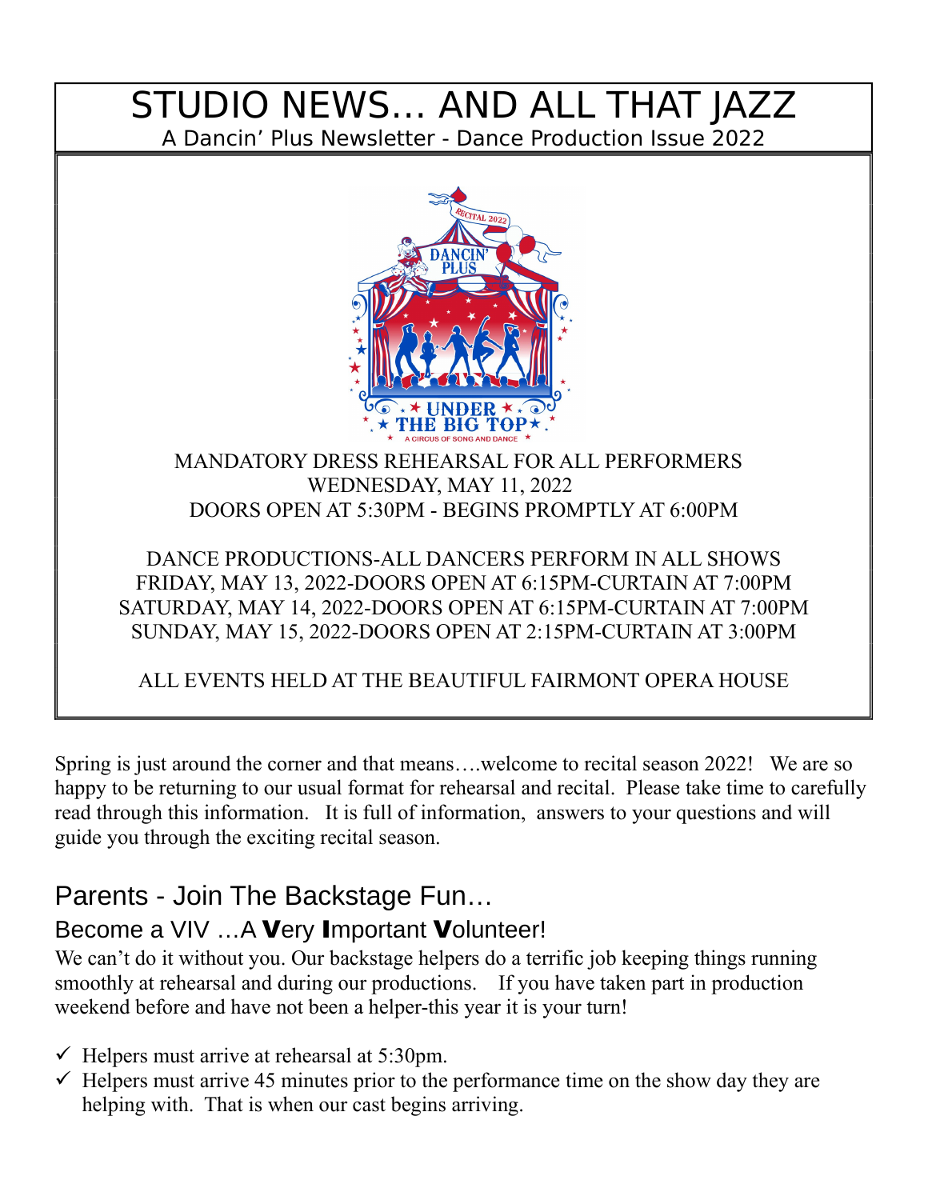# STUDIO NEWS… AND ALL THAT JAZZ

A Dancin' Plus Newsletter - Dance Production Issue 2022

MANDATORY DRESS REHEARSAL FOR ALL PERFORMERS
WEDNESDAY, MAY 11, 2022
DOORS OPEN AT 5:30PM - BEGINS PROMPTLY AT 6:00PM

DANCE PRODUCTIONS-ALL DANCERS PERFORM IN ALL SHOWS
FRIDAY, MAY 13, 2022-DOORS OPEN AT 6:15PM-CURTAIN AT 7:00PM
SATURDAY, MAY 14, 2022-DOORS OPEN AT 6:15PM-CURTAIN AT 7:00PM
SUNDAY, MAY 15, 2022-DOORS OPEN AT 2:15PM-CURTAIN AT 3:00PM

ALL EVENTS HELD AT THE BEAUTIFUL FAIRMONT OPERA HOUSE

Spring is just around the corner and that means….welcome to recital season 2022! We are so happy to be returning to our usual format for rehearsal and recital. Please take time to carefully read through this information. It is full of information, answers to your questions and will guide you through the exciting recital season.

## Parents - Join The Backstage Fun…

### Become a VIV …A **V**ery **I**mportant **V**olunteer!

We can't do it without you. Our backstage helpers do a terrific job keeping things running smoothly at rehearsal and during our productions. If you have taken part in production weekend before and have not been a helper-this year it is your turn!

- ✓ Helpers must arrive at rehearsal at 5:30pm.
- ✓ Helpers must arrive 45 minutes prior to the performance time on the show day they are helping with. That is when our cast begins arriving.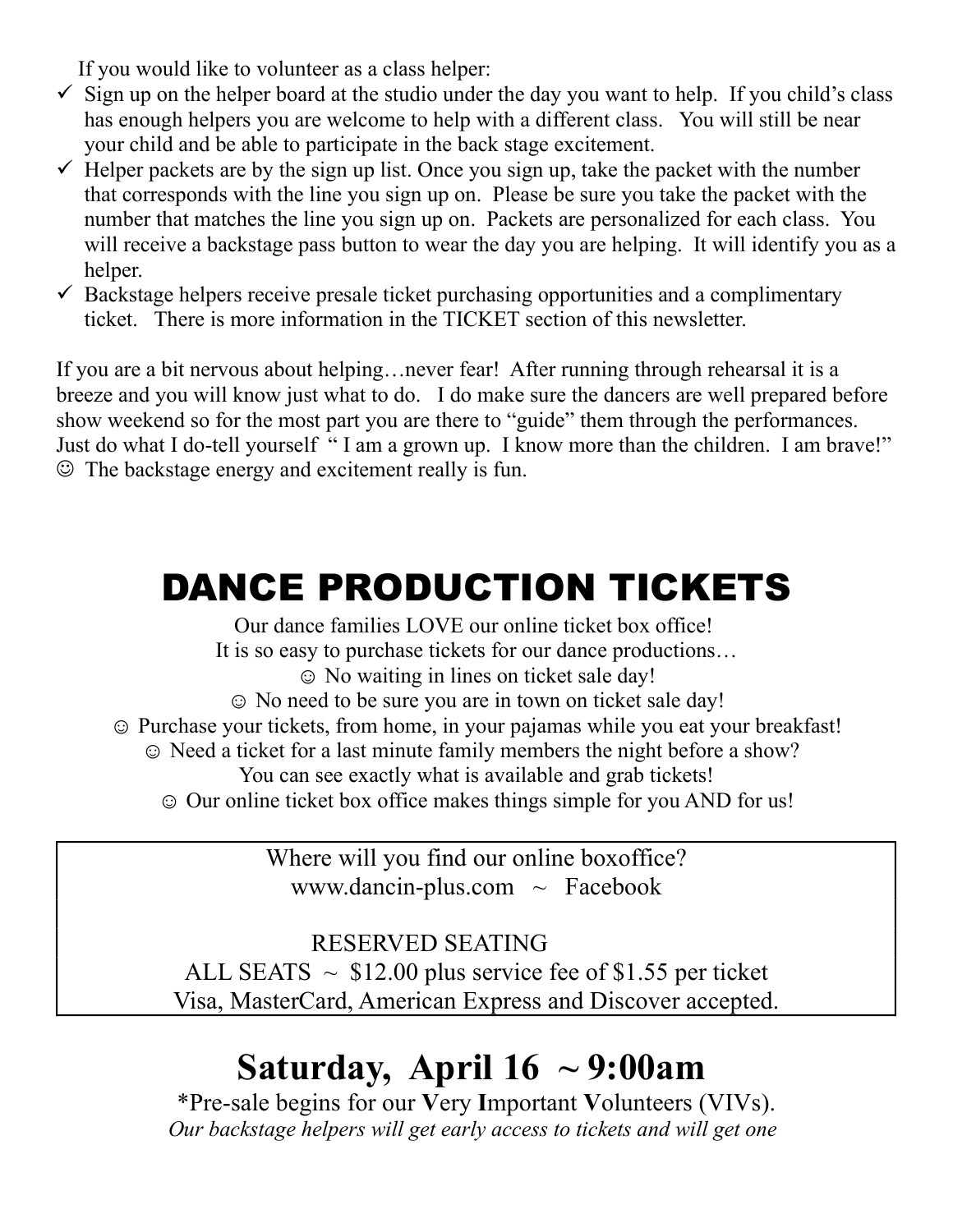If you would like to volunteer as a class helper:

- ✓ Sign up on the helper board at the studio under the day you want to help. If you child's class has enough helpers you are welcome to help with a different class. You will still be near your child and be able to participate in the back stage excitement.
- ✓ Helper packets are by the sign up list. Once you sign up, take the packet with the number that corresponds with the line you sign up on. Please be sure you take the packet with the number that matches the line you sign up on. Packets are personalized for each class. You will receive a backstage pass button to wear the day you are helping. It will identify you as a helper.
- ✓ Backstage helpers receive presale ticket purchasing opportunities and a complimentary ticket. There is more information in the TICKET section of this newsletter.

If you are a bit nervous about helping…never fear! After running through rehearsal it is a breeze and you will know just what to do. I do make sure the dancers are well prepared before show weekend so for the most part you are there to "guide" them through the performances. Just do what I do-tell yourself " I am a grown up. I know more than the children. I am brave!" ☺ The backstage energy and excitement really is fun.

# DANCE PRODUCTION TICKETS

Our dance families LOVE our online ticket box office!
It is so easy to purchase tickets for our dance productions…
☺ No waiting in lines on ticket sale day!
☺ No need to be sure you are in town on ticket sale day!
☺ Purchase your tickets, from home, in your pajamas while you eat your breakfast!
☺ Need a ticket for a last minute family members the night before a show?
You can see exactly what is available and grab tickets!
☺ Our online ticket box office makes things simple for you AND for us!

Where will you find our online boxoffice?
www.dancin-plus.com ~ Facebook

RESERVED SEATING
ALL SEATS ~ $12.00 plus service fee of $1.55 per ticket
Visa, MasterCard, American Express and Discover accepted.

## Saturday, April 16 ~ 9:00am

*Pre-sale begins for our **V**ery **I**mportant **V**olunteers (VIVs).
*Our backstage helpers will get early access to tickets and will get one*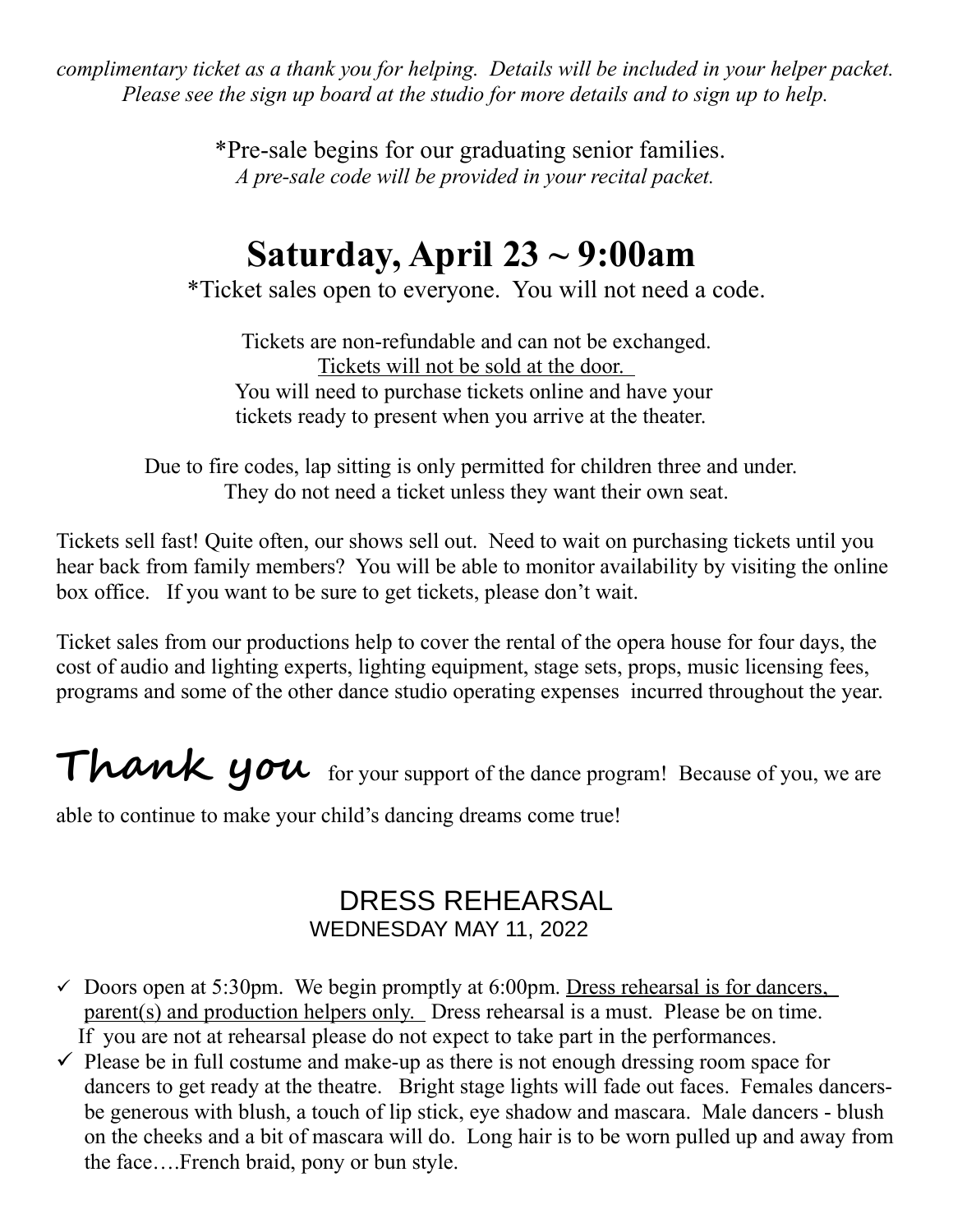*complimentary ticket as a thank you for helping. Details will be included in your helper packet. Please see the sign up board at the studio for more details and to sign up to help.*

*Pre-sale begins for our graduating senior families.
*A pre-sale code will be provided in your recital packet.*

## Saturday, April 23 ~ 9:00am

*Ticket sales open to everyone. You will not need a code.

Tickets are non-refundable and can not be exchanged.
<u>Tickets will not be sold at the door.</u>
You will need to purchase tickets online and have your tickets ready to present when you arrive at the theater.

Due to fire codes, lap sitting is only permitted for children three and under. They do not need a ticket unless they want their own seat.

Tickets sell fast! Quite often, our shows sell out. Need to wait on purchasing tickets until you hear back from family members? You will be able to monitor availability by visiting the online box office. If you want to be sure to get tickets, please don't wait.

Ticket sales from our productions help to cover the rental of the opera house for four days, the cost of audio and lighting experts, lighting equipment, stage sets, props, music licensing fees, programs and some of the other dance studio operating expenses incurred throughout the year.

**Thank you** for your support of the dance program! Because of you, we are able to continue to make your child's dancing dreams come true!

## DRESS REHEARSAL
### WEDNESDAY MAY 11, 2022

- ✓ Doors open at 5:30pm. We begin promptly at 6:00pm. <u>Dress rehearsal is for dancers, parent(s) and production helpers only.</u> Dress rehearsal is a must. Please be on time. If you are not at rehearsal please do not expect to take part in the performances.
- ✓ Please be in full costume and make-up as there is not enough dressing room space for dancers to get ready at the theatre. Bright stage lights will fade out faces. Females dancers- be generous with blush, a touch of lip stick, eye shadow and mascara. Male dancers - blush on the cheeks and a bit of mascara will do. Long hair is to be worn pulled up and away from the face….French braid, pony or bun style.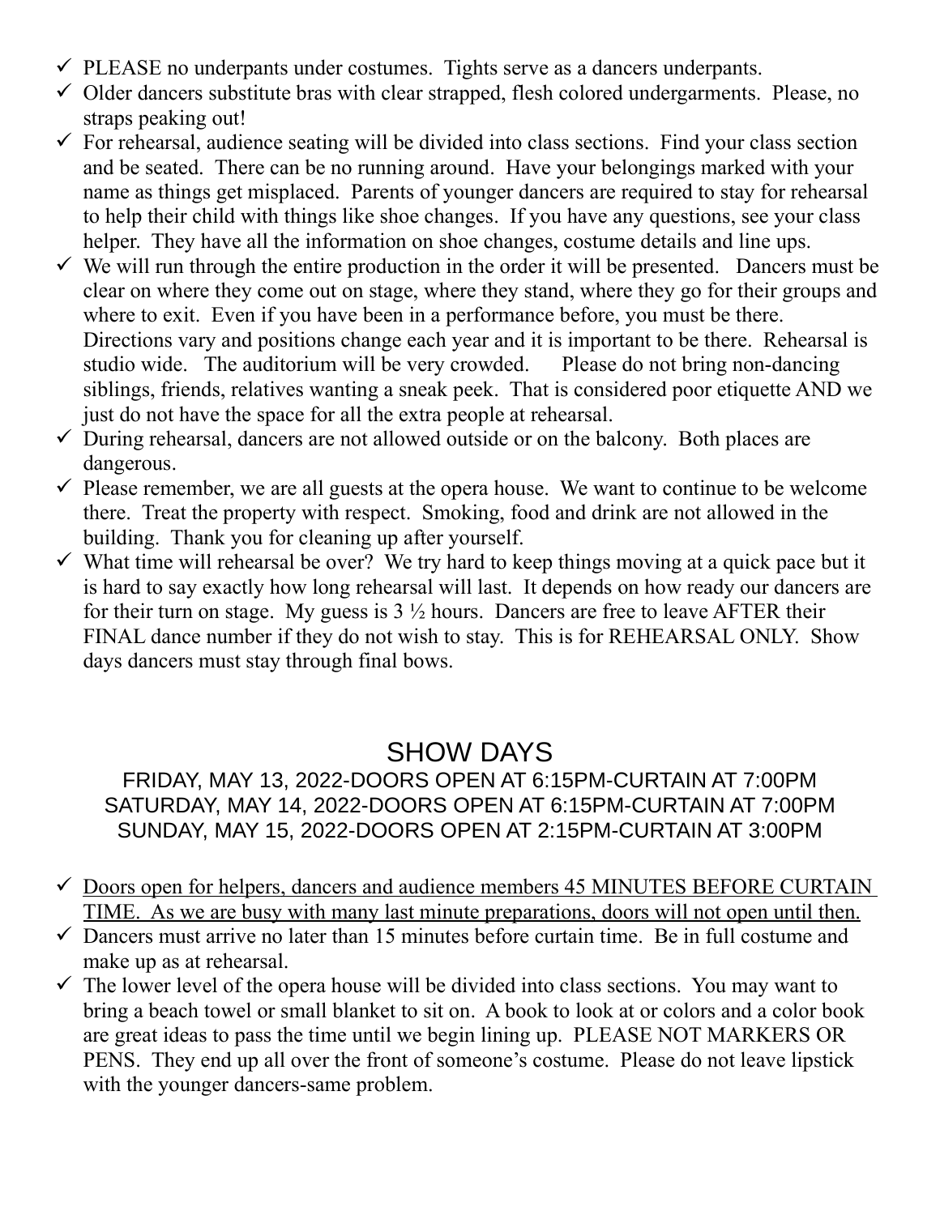- ✓ PLEASE no underpants under costumes. Tights serve as a dancers underpants.
- ✓ Older dancers substitute bras with clear strapped, flesh colored undergarments. Please, no straps peaking out!
- ✓ For rehearsal, audience seating will be divided into class sections. Find your class section and be seated. There can be no running around. Have your belongings marked with your name as things get misplaced. Parents of younger dancers are required to stay for rehearsal to help their child with things like shoe changes. If you have any questions, see your class helper. They have all the information on shoe changes, costume details and line ups.
- ✓ We will run through the entire production in the order it will be presented. Dancers must be clear on where they come out on stage, where they stand, where they go for their groups and where to exit. Even if you have been in a performance before, you must be there. Directions vary and positions change each year and it is important to be there. Rehearsal is studio wide. The auditorium will be very crowded. Please do not bring non-dancing siblings, friends, relatives wanting a sneak peek. That is considered poor etiquette AND we just do not have the space for all the extra people at rehearsal.
- ✓ During rehearsal, dancers are not allowed outside or on the balcony. Both places are dangerous.
- ✓ Please remember, we are all guests at the opera house. We want to continue to be welcome there. Treat the property with respect. Smoking, food and drink are not allowed in the building. Thank you for cleaning up after yourself.
- ✓ What time will rehearsal be over? We try hard to keep things moving at a quick pace but it is hard to say exactly how long rehearsal will last. It depends on how ready our dancers are for their turn on stage. My guess is 3 ½ hours. Dancers are free to leave AFTER their FINAL dance number if they do not wish to stay. This is for REHEARSAL ONLY. Show days dancers must stay through final bows.

## SHOW DAYS

FRIDAY, MAY 13, 2022-DOORS OPEN AT 6:15PM-CURTAIN AT 7:00PM
SATURDAY, MAY 14, 2022-DOORS OPEN AT 6:15PM-CURTAIN AT 7:00PM
SUNDAY, MAY 15, 2022-DOORS OPEN AT 2:15PM-CURTAIN AT 3:00PM

- ✓ <u>Doors open for helpers, dancers and audience members 45 MINUTES BEFORE CURTAIN TIME. As we are busy with many last minute preparations, doors will not open until then.</u>
- ✓ Dancers must arrive no later than 15 minutes before curtain time. Be in full costume and make up as at rehearsal.
- ✓ The lower level of the opera house will be divided into class sections. You may want to bring a beach towel or small blanket to sit on. A book to look at or colors and a color book are great ideas to pass the time until we begin lining up. PLEASE NOT MARKERS OR PENS. They end up all over the front of someone's costume. Please do not leave lipstick with the younger dancers-same problem.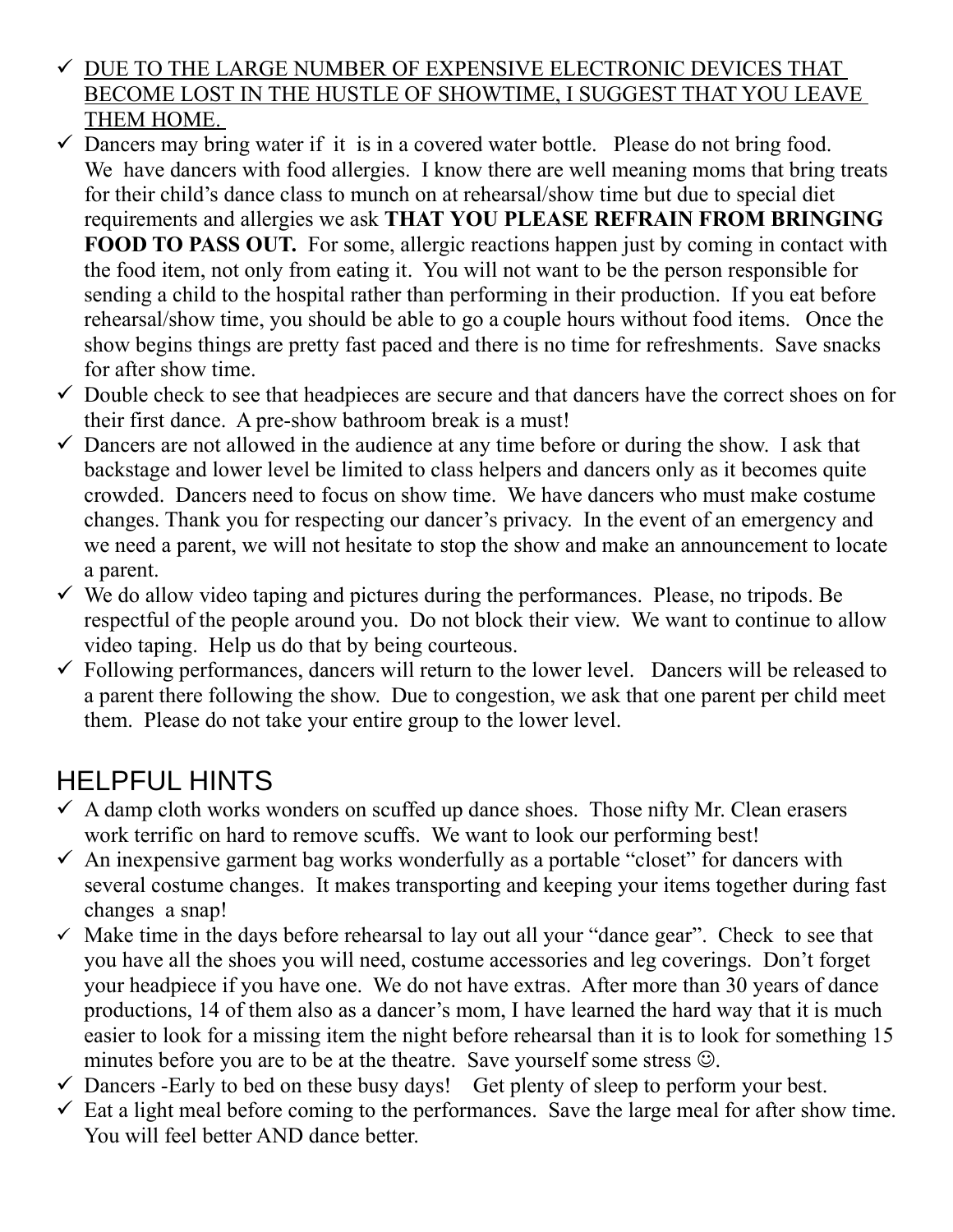- <u>DUE TO THE LARGE NUMBER OF EXPENSIVE ELECTRONIC DEVICES THAT BECOME LOST IN THE HUSTLE OF SHOWTIME, I SUGGEST THAT YOU LEAVE THEM HOME.</u>
- Dancers may bring water if it is in a covered water bottle. Please do not bring food. We have dancers with food allergies. I know there are well meaning moms that bring treats for their child's dance class to munch on at rehearsal/show time but due to special diet requirements and allergies we ask **THAT YOU PLEASE REFRAIN FROM BRINGING FOOD TO PASS OUT.** For some, allergic reactions happen just by coming in contact with the food item, not only from eating it. You will not want to be the person responsible for sending a child to the hospital rather than performing in their production. If you eat before rehearsal/show time, you should be able to go a couple hours without food items. Once the show begins things are pretty fast paced and there is no time for refreshments. Save snacks for after show time.
- Double check to see that headpieces are secure and that dancers have the correct shoes on for their first dance. A pre-show bathroom break is a must!
- Dancers are not allowed in the audience at any time before or during the show. I ask that backstage and lower level be limited to class helpers and dancers only as it becomes quite crowded. Dancers need to focus on show time. We have dancers who must make costume changes. Thank you for respecting our dancer's privacy. In the event of an emergency and we need a parent, we will not hesitate to stop the show and make an announcement to locate a parent.
- We do allow video taping and pictures during the performances. Please, no tripods. Be respectful of the people around you. Do not block their view. We want to continue to allow video taping. Help us do that by being courteous.
- Following performances, dancers will return to the lower level. Dancers will be released to a parent there following the show. Due to congestion, we ask that one parent per child meet them. Please do not take your entire group to the lower level.

## HELPFUL HINTS

- A damp cloth works wonders on scuffed up dance shoes. Those nifty Mr. Clean erasers work terrific on hard to remove scuffs. We want to look our performing best!
- An inexpensive garment bag works wonderfully as a portable "closet" for dancers with several costume changes. It makes transporting and keeping your items together during fast changes a snap!
- Make time in the days before rehearsal to lay out all your "dance gear". Check to see that you have all the shoes you will need, costume accessories and leg coverings. Don't forget your headpiece if you have one. We do not have extras. After more than 30 years of dance productions, 14 of them also as a dancer's mom, I have learned the hard way that it is much easier to look for a missing item the night before rehearsal than it is to look for something 15 minutes before you are to be at the theatre. Save yourself some stress ☺.
- Dancers -Early to bed on these busy days! Get plenty of sleep to perform your best.
- Eat a light meal before coming to the performances. Save the large meal for after show time. You will feel better AND dance better.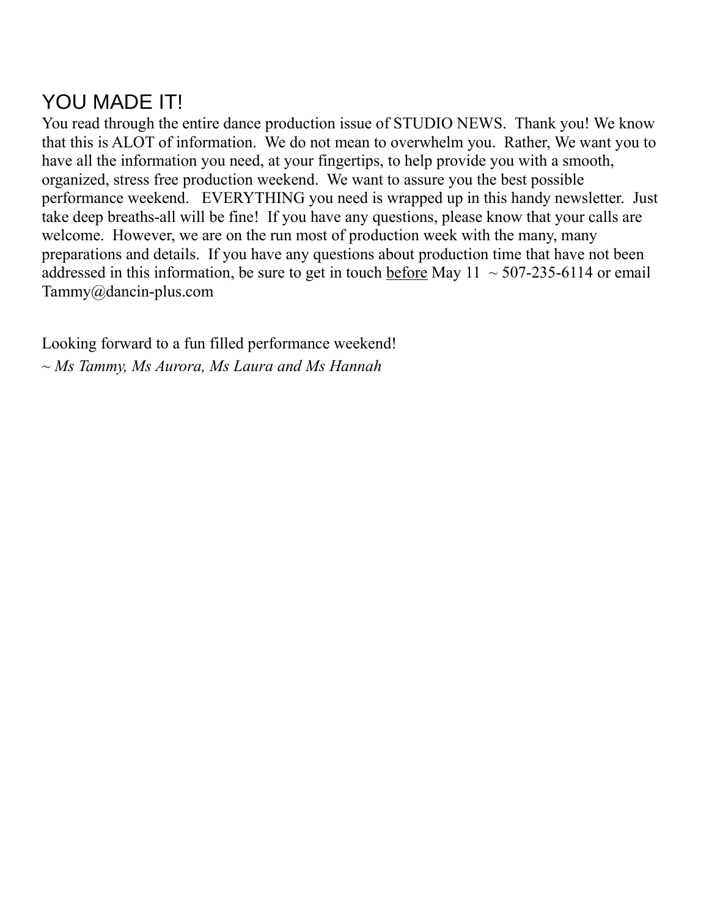## YOU MADE IT!

You read through the entire dance production issue of STUDIO NEWS. Thank you! We know that this is ALOT of information. We do not mean to overwhelm you. Rather, We want you to have all the information you need, at your fingertips, to help provide you with a smooth, organized, stress free production weekend. We want to assure you the best possible performance weekend. EVERYTHING you need is wrapped up in this handy newsletter. Just take deep breaths-all will be fine! If you have any questions, please know that your calls are welcome. However, we are on the run most of production week with the many, many preparations and details. If you have any questions about production time that have not been addressed in this information, be sure to get in touch before May 11 ~ 507-235-6114 or email Tammy@dancin-plus.com

Looking forward to a fun filled performance weekend!

~ *Ms Tammy, Ms Aurora, Ms Laura and Ms Hannah*